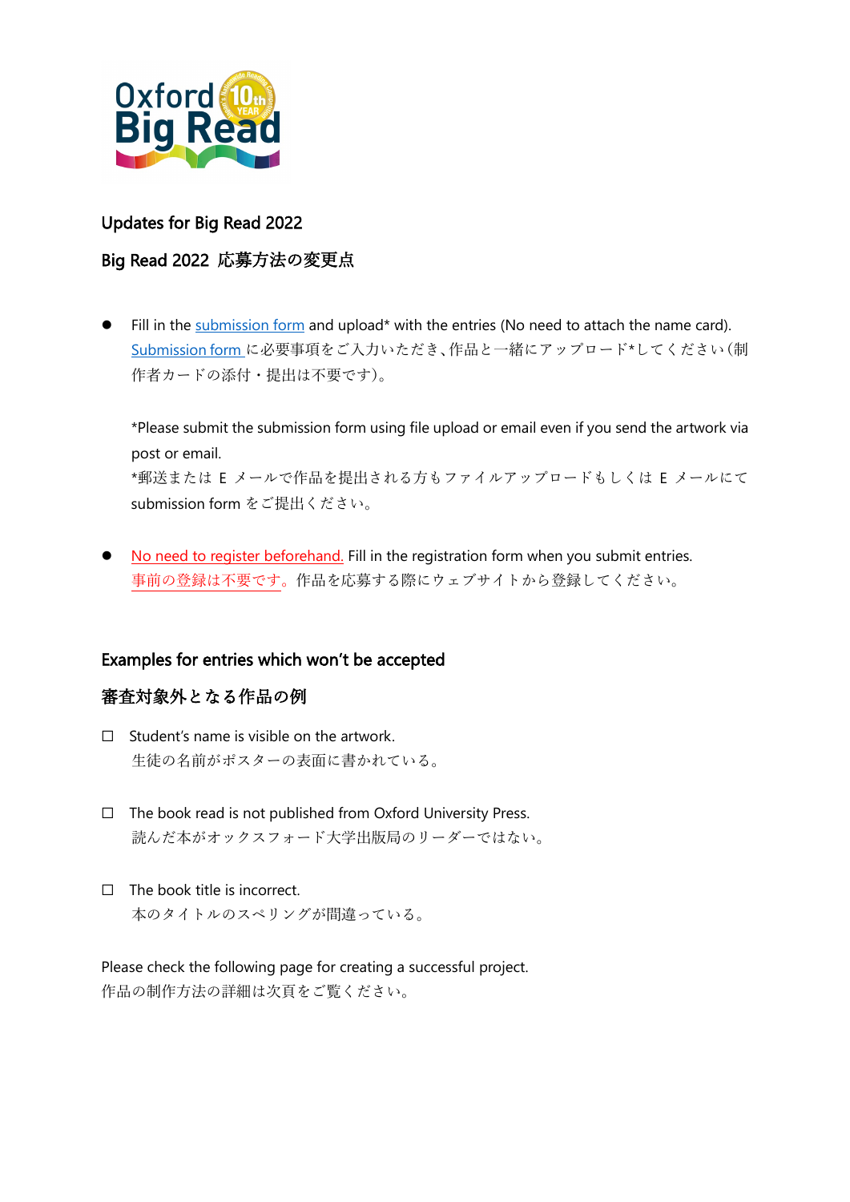Oxford Big Read 10th YEAR

## Updates for Big Read 2022

## Big Read 2022 応募方法の変更点

- Fill in the submission form and upload* with the entries (No need to attach the name card).
  Submission form に必要事項をご入力いただき、作品と一緒にアップロード*してください(制作者カードの添付・提出は不要です)。

  *Please submit the submission form using file upload or email even if you send the artwork via post or email.
  *郵送または E メールで作品を提出される方もファイルアップロードもしくは E メールにて submission form をご提出ください。

- No need to register beforehand. Fill in the registration form when you submit entries.
  事前の登録は不要です。作品を応募する際にウェブサイトから登録してください。

## Examples for entries which won't be accepted

## 審査対象外となる作品の例

- ☐ Student's name is visible on the artwork.
  生徒の名前がポスターの表面に書かれている。

- ☐ The book read is not published from Oxford University Press.
  読んだ本がオックスフォード大学出版局のリーダーではない。

- ☐ The book title is incorrect.
  本のタイトルのスペリングが間違っている。

Please check the following page for creating a successful project.
作品の制作方法の詳細は次頁をご覧ください。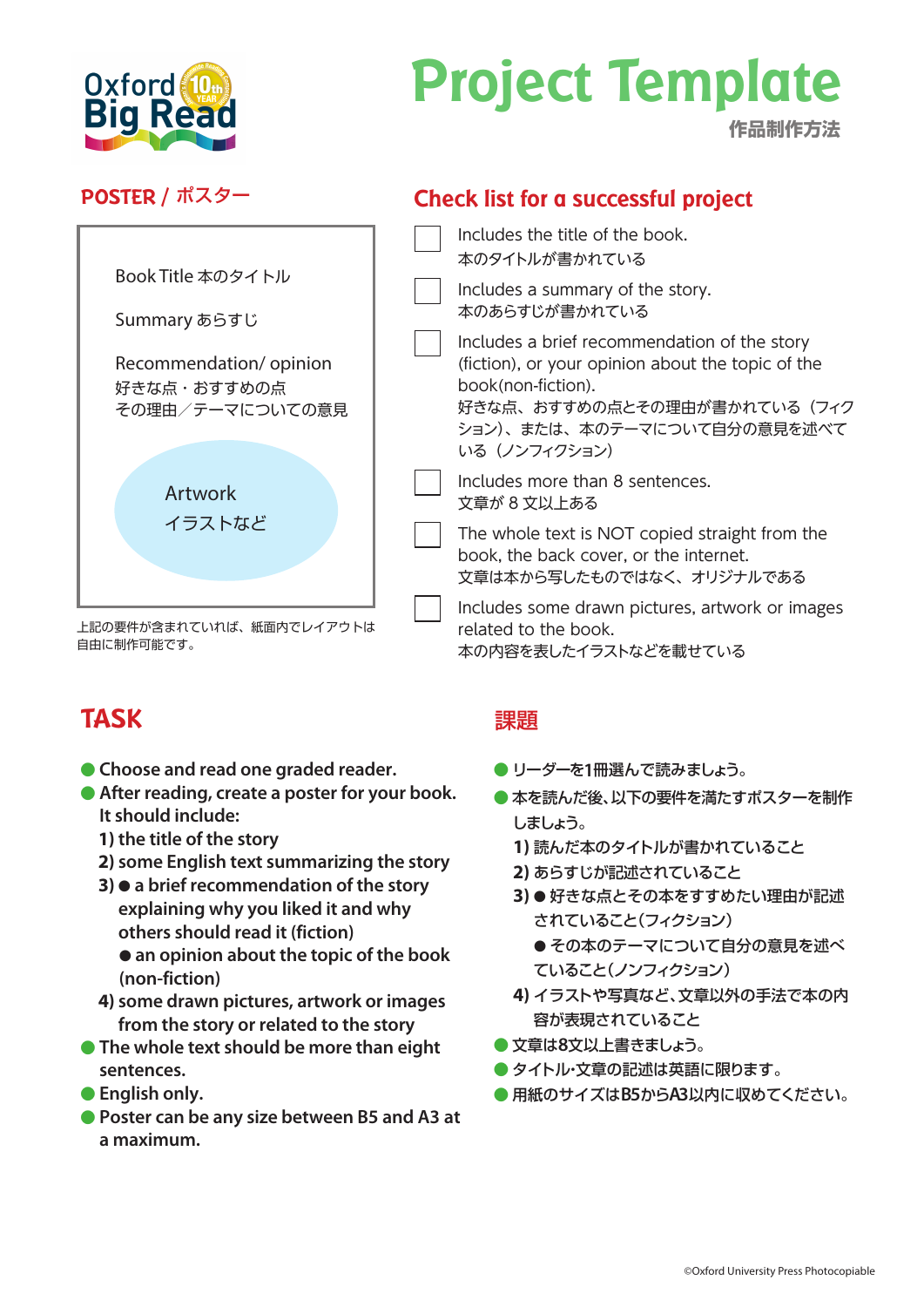Oxford Big Read 10th YEAR

# Project Template

作品制作方法

## POSTER / ポスター

Book Title 本のタイトル

Summary あらすじ

Recommendation/ opinion
好きな点・おすすめの点
その理由／テーマについての意見

Artwork
イラストなど

上記の要件が含まれていれば、紙面内でレイアウトは自由に制作可能です。

## Check list for a successful project

- [ ] Includes the title of the book.
本のタイトルが書かれている
- [ ] Includes a summary of the story.
本のあらすじが書かれている
- [ ] Includes a brief recommendation of the story (fiction), or your opinion about the topic of the book(non-fiction).
好きな点、おすすめの点とその理由が書かれている（フィクション）、または、本のテーマについて自分の意見を述べている（ノンフィクション）
- [ ] Includes more than 8 sentences.
文章が 8 文以上ある
- [ ] The whole text is NOT copied straight from the book, the back cover, or the internet.
文章は本から写したものではなく、オリジナルである
- [ ] Includes some drawn pictures, artwork or images related to the book.
本の内容を表したイラストなどを載せている

## TASK

- **Choose and read one graded reader.**
- **After reading, create a poster for your book. It should include:**
  **1) the title of the story**
  **2) some English text summarizing the story**
  **3) ● a brief recommendation of the story explaining why you liked it and why others should read it (fiction)**
  **● an opinion about the topic of the book (non-fiction)**
  **4) some drawn pictures, artwork or images from the story or related to the story**
- **The whole text should be more than eight sentences.**
- **English only.**
- **Poster can be any size between B5 and A3 at a maximum.**

## 課題

- リーダーを1冊選んで読みましょう。
- 本を読んだ後、以下の要件を満たすポスターを制作しましょう。
  1) 読んだ本のタイトルが書かれていること
  2) あらすじが記述されていること
  3) ● 好きな点とその本をすすめたい理由が記述されていること（フィクション）
  ● その本のテーマについて自分の意見を述べていること（ノンフィクション）
  4) イラストや写真など、文章以外の手法で本の内容が表現されていること
- 文章は8文以上書きましょう。
- タイトル・文章の記述は英語に限ります。
- 用紙のサイズはB5からA3以内に収めてください。

©Oxford University Press Photocopiable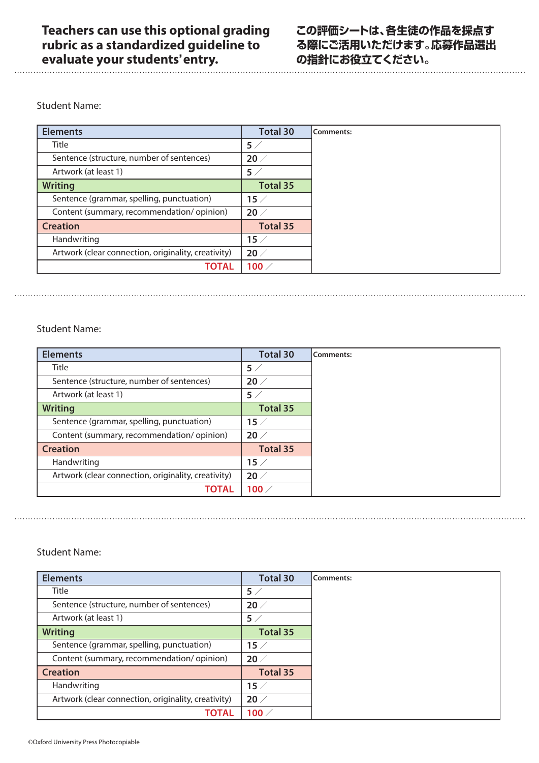**Teachers can use this optional grading rubric as a standardized guideline to evaluate your students' entry.**

**この評価シートは、各生徒の作品を採点する際にご活用いただけます。応募作品選出の指針にお役立てください。**

Student Name:

| Elements | Total 30 | Comments: |
|---|---|---|
| Title | 5 ／ | |
| Sentence (structure, number of sentences) | 20 ／ | |
| Artwork (at least 1) | 5 ／ | |
| **Writing** | **Total 35** | |
| Sentence (grammar, spelling, punctuation) | 15 ／ | |
| Content (summary, recommendation/ opinion) | 20 ／ | |
| **Creation** | **Total 35** | |
| Handwriting | 15 ／ | |
| Artwork (clear connection, originality, creativity) | 20 ／ | |
| **TOTAL** | **100 ／** | |

Student Name:

| Elements | Total 30 | Comments: |
|---|---|---|
| Title | 5 ／ | |
| Sentence (structure, number of sentences) | 20 ／ | |
| Artwork (at least 1) | 5 ／ | |
| **Writing** | **Total 35** | |
| Sentence (grammar, spelling, punctuation) | 15 ／ | |
| Content (summary, recommendation/ opinion) | 20 ／ | |
| **Creation** | **Total 35** | |
| Handwriting | 15 ／ | |
| Artwork (clear connection, originality, creativity) | 20 ／ | |
| **TOTAL** | **100 ／** | |

Student Name:

| Elements | Total 30 | Comments: |
|---|---|---|
| Title | 5 ／ | |
| Sentence (structure, number of sentences) | 20 ／ | |
| Artwork (at least 1) | 5 ／ | |
| **Writing** | **Total 35** | |
| Sentence (grammar, spelling, punctuation) | 15 ／ | |
| Content (summary, recommendation/ opinion) | 20 ／ | |
| **Creation** | **Total 35** | |
| Handwriting | 15 ／ | |
| Artwork (clear connection, originality, creativity) | 20 ／ | |
| **TOTAL** | **100 ／** | |

©Oxford University Press Photocopiable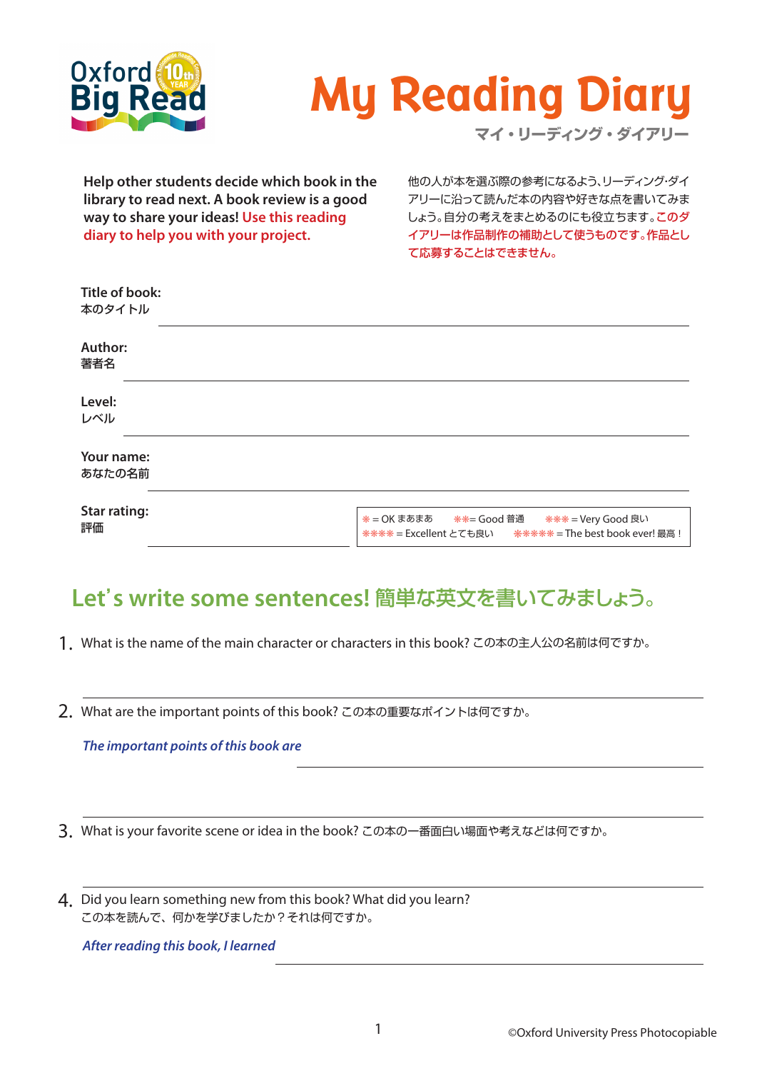Oxford Big Read 10th YEAR

# My Reading Diary

マイ・リーディング・ダイアリー

**Help other students decide which book in the library to read next. A book review is a good way to share your ideas! Use this reading diary to help you with your project.**

他の人が本を選ぶ際の参考になるよう、リーディング·ダイアリーに沿って読んだ本の内容や好きな点を書いてみましょう。自分の考えをまとめるのにも役立ちます。このダイアリーは作品制作の補助として使うものです。作品として応募することはできません。

**Title of book:**
本のタイトル

**Author:**
著者名

**Level:**
レベル

**Your name:**
あなたの名前

**Star rating:**
評価

* = OK まあまあ　** = Good 普通　*** = Very Good 良い
**** = Excellent とても良い　***** = The best book ever! 最高！

## Let's write some sentences! 簡単な英文を書いてみましょう。

1. What is the name of the main character or characters in this book? この本の主人公の名前は何ですか。

2. What are the important points of this book? この本の重要なポイントは何ですか。

   *The important points of this book are*

3. What is your favorite scene or idea in the book? この本の一番面白い場面や考えなどは何ですか。

4. Did you learn something new from this book? What did you learn?
   この本を読んで、何かを学びましたか？それは何ですか。

   *After reading this book, I learned*

©Oxford University Press Photocopiable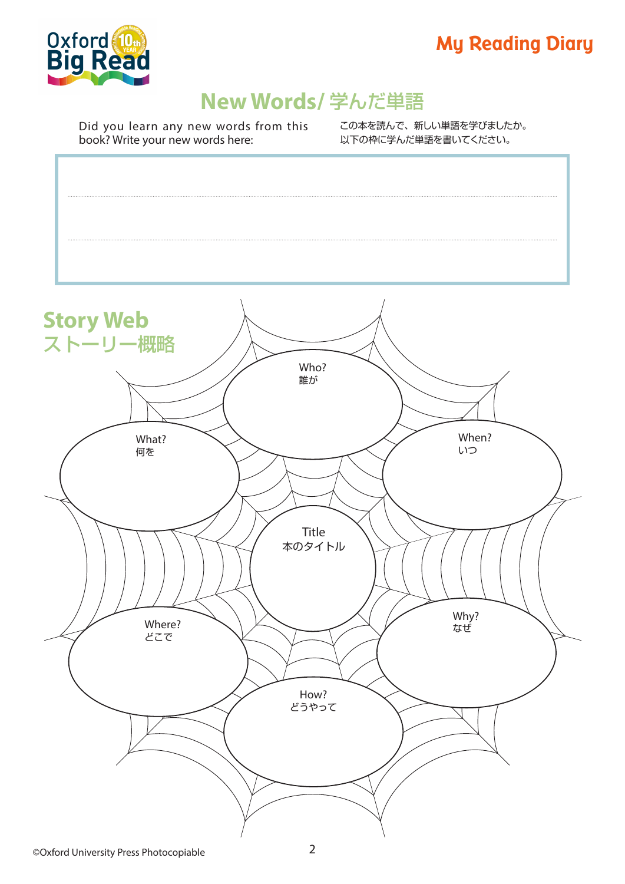Oxford Big Read

My Reading Diary

## New Words/ 学んだ単語

Did you learn any new words from this book? Write your new words here:

この本を読んで、新しい単語を学びましたか。以下の枠に学んだ単語を書いてください。

## Story Web
## ストーリー概略

Who?
誰が

What?
何を

When?
いつ

Title
本のタイトル

Where?
どこで

Why?
なぜ

How?
どうやって

©Oxford University Press Photocopiable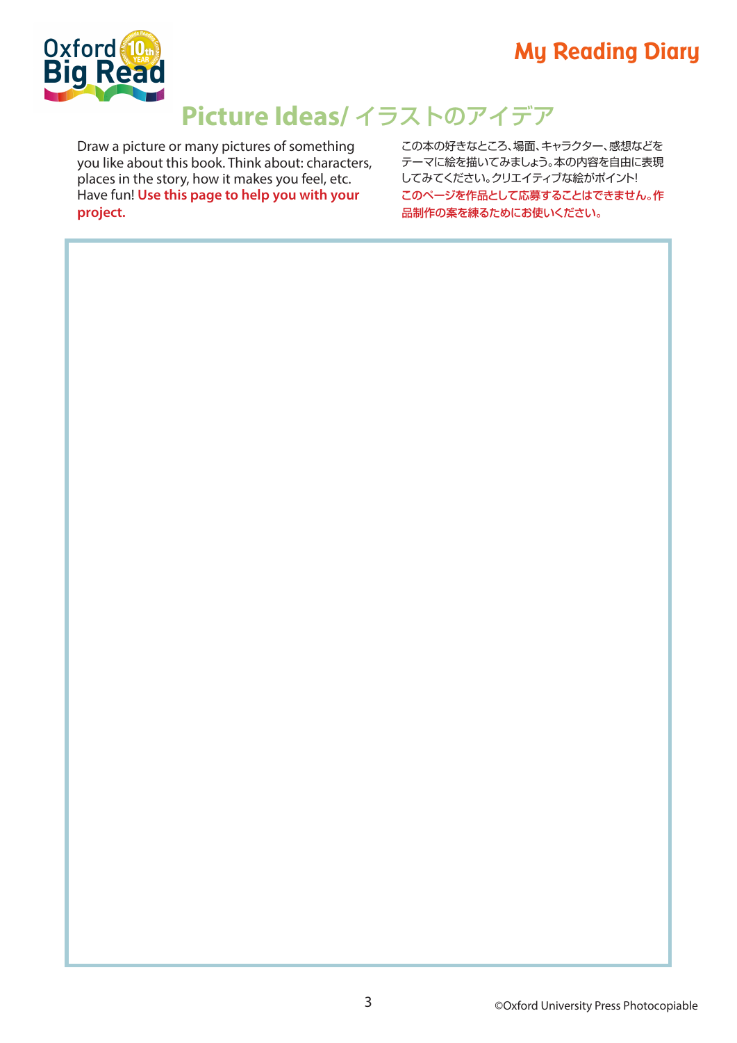# Picture Ideas/ イラストのアイデア

Draw a picture or many pictures of something you like about this book. Think about: characters, places in the story, how it makes you feel, etc. Have fun! **Use this page to help you with your project.**

この本の好きなところ、場面、キャラクター、感想などをテーマに絵を描いてみましょう。本の内容を自由に表現してみてください。クリエイティブな絵がポイント!
**このページを作品として応募することはできません。作品制作の案を練るためにお使いください。**

©Oxford University Press Photocopiable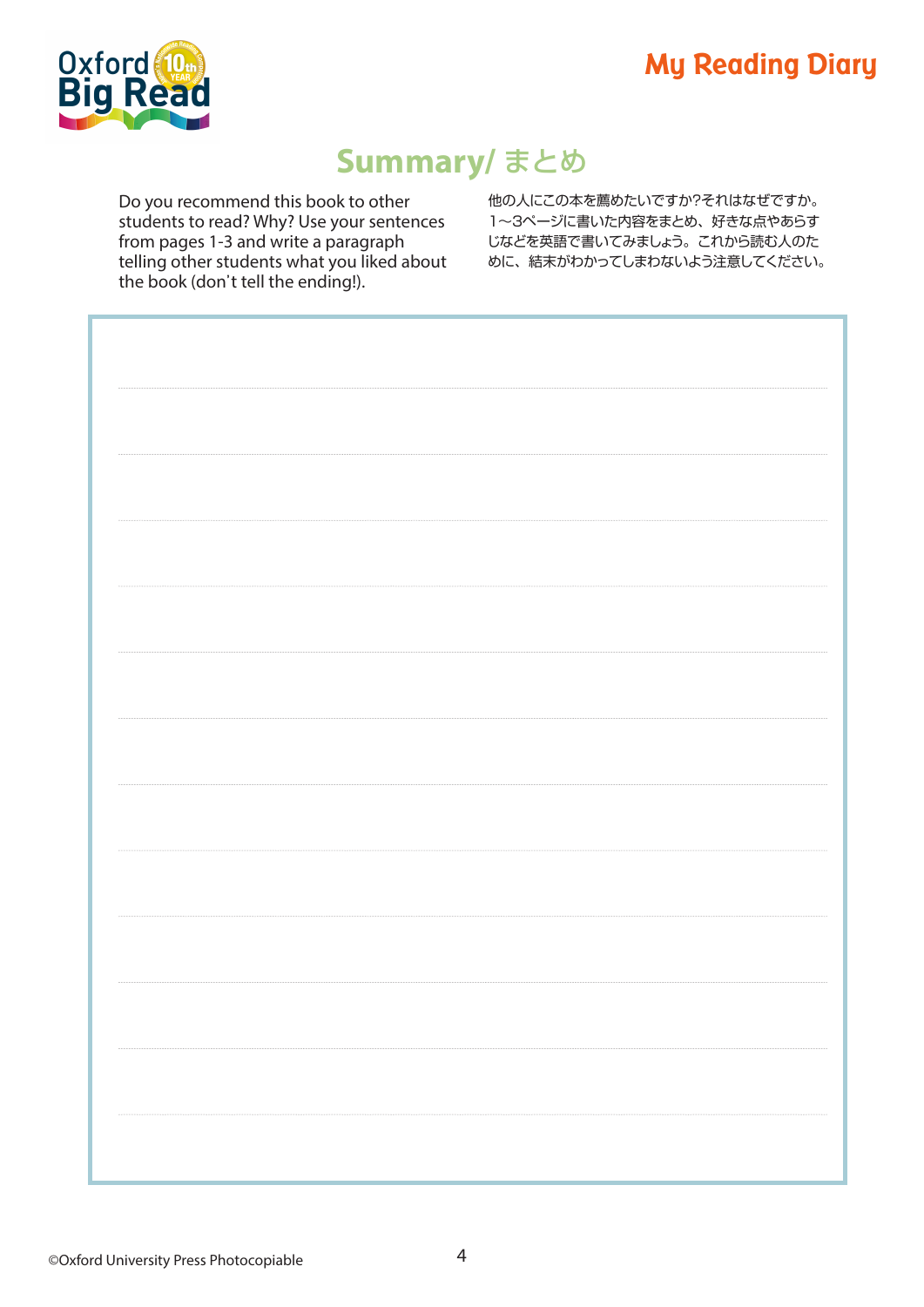Oxford Big Read

# My Reading Diary

## Summary/ まとめ

Do you recommend this book to other students to read? Why? Use your sentences from pages 1-3 and write a paragraph telling other students what you liked about the book (don't tell the ending!).

他の人にこの本を薦めたいですか?それはなぜですか。1〜3ページに書いた内容をまとめ、好きな点やあらすじなどを英語で書いてみましょう。これから読む人のために、結末がわかってしまわないよう注意してください。

©Oxford University Press Photocopiable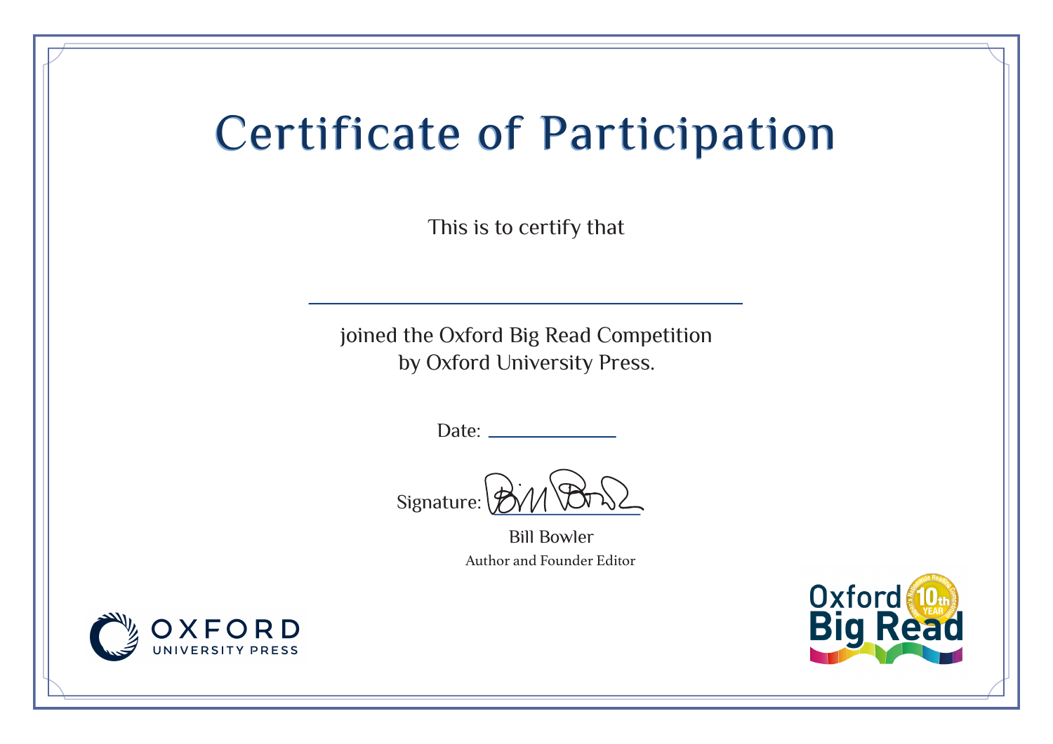# Certificate of Participation

This is to certify that

\_\_\_\_\_\_\_\_\_\_\_\_\_\_\_\_\_\_\_\_\_\_\_\_\_\_\_\_\_\_\_\_\_\_\_\_\_\_\_\_

joined the Oxford Big Read Competition
by Oxford University Press.

Date: \_\_\_\_\_\_\_\_\_\_\_\_\_\_

Signature: \_\_\_\_\_\_\_\_\_\_\_\_\_\_\_\_

Bill Bowler
Author and Founder Editor

OXFORD UNIVERSITY PRESS

Oxford Big Read 10th YEAR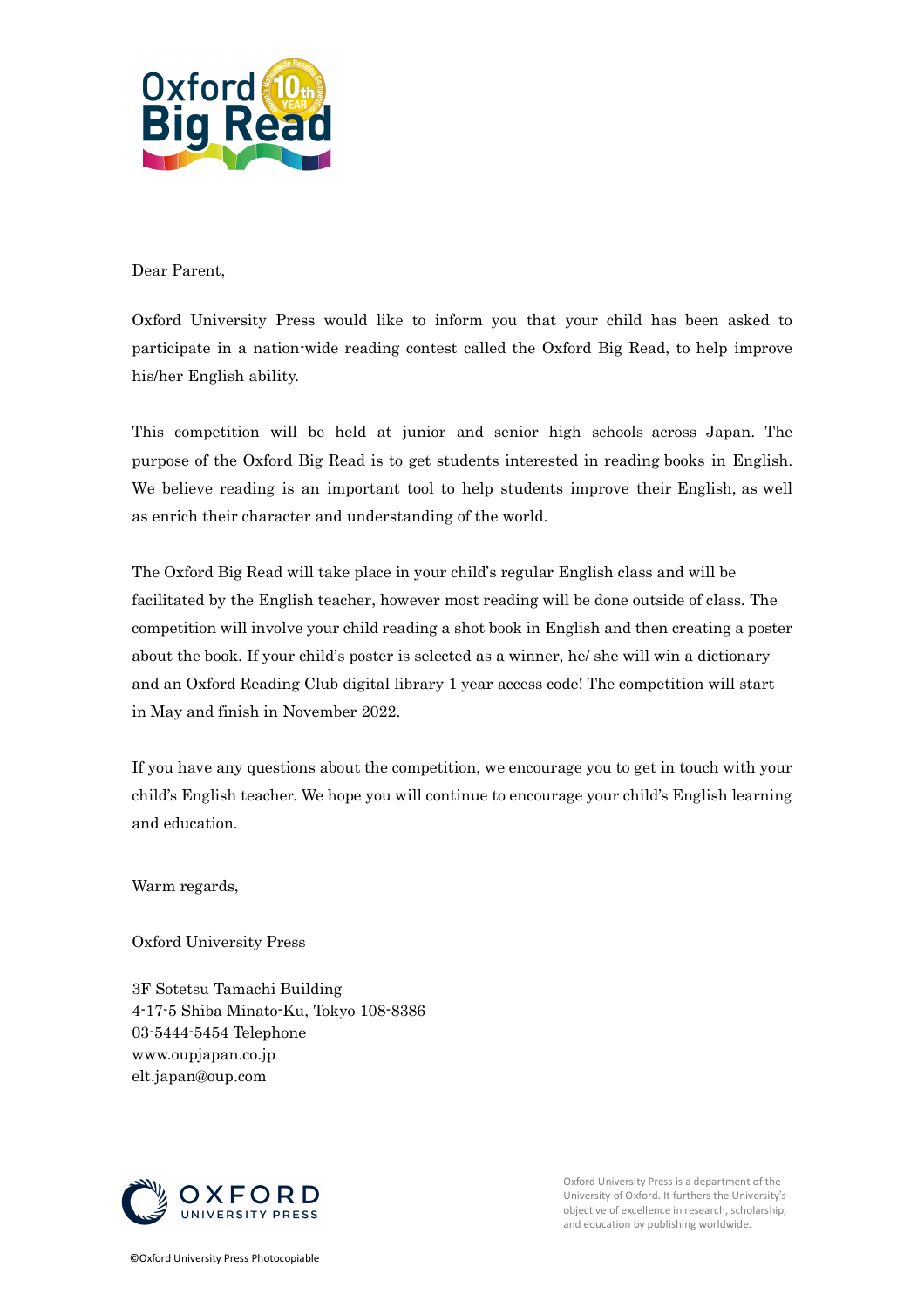Dear Parent,

Oxford University Press would like to inform you that your child has been asked to participate in a nation-wide reading contest called the Oxford Big Read, to help improve his/her English ability.

This competition will be held at junior and senior high schools across Japan. The purpose of the Oxford Big Read is to get students interested in reading books in English. We believe reading is an important tool to help students improve their English, as well as enrich their character and understanding of the world.

The Oxford Big Read will take place in your child's regular English class and will be facilitated by the English teacher, however most reading will be done outside of class. The competition will involve your child reading a shot book in English and then creating a poster about the book. If your child's poster is selected as a winner, he/ she will win a dictionary and an Oxford Reading Club digital library 1 year access code! The competition will start in May and finish in November 2022.

If you have any questions about the competition, we encourage you to get in touch with your child's English teacher. We hope you will continue to encourage your child's English learning and education.

Warm regards,

Oxford University Press

3F Sotetsu Tamachi Building
4-17-5 Shiba Minato-Ku, Tokyo 108-8386
03-5444-5454 Telephone
www.oupjapan.co.jp
elt.japan@oup.com

Oxford University Press is a department of the University of Oxford. It furthers the University's objective of excellence in research, scholarship, and education by publishing worldwide.

©Oxford University Press Photocopiable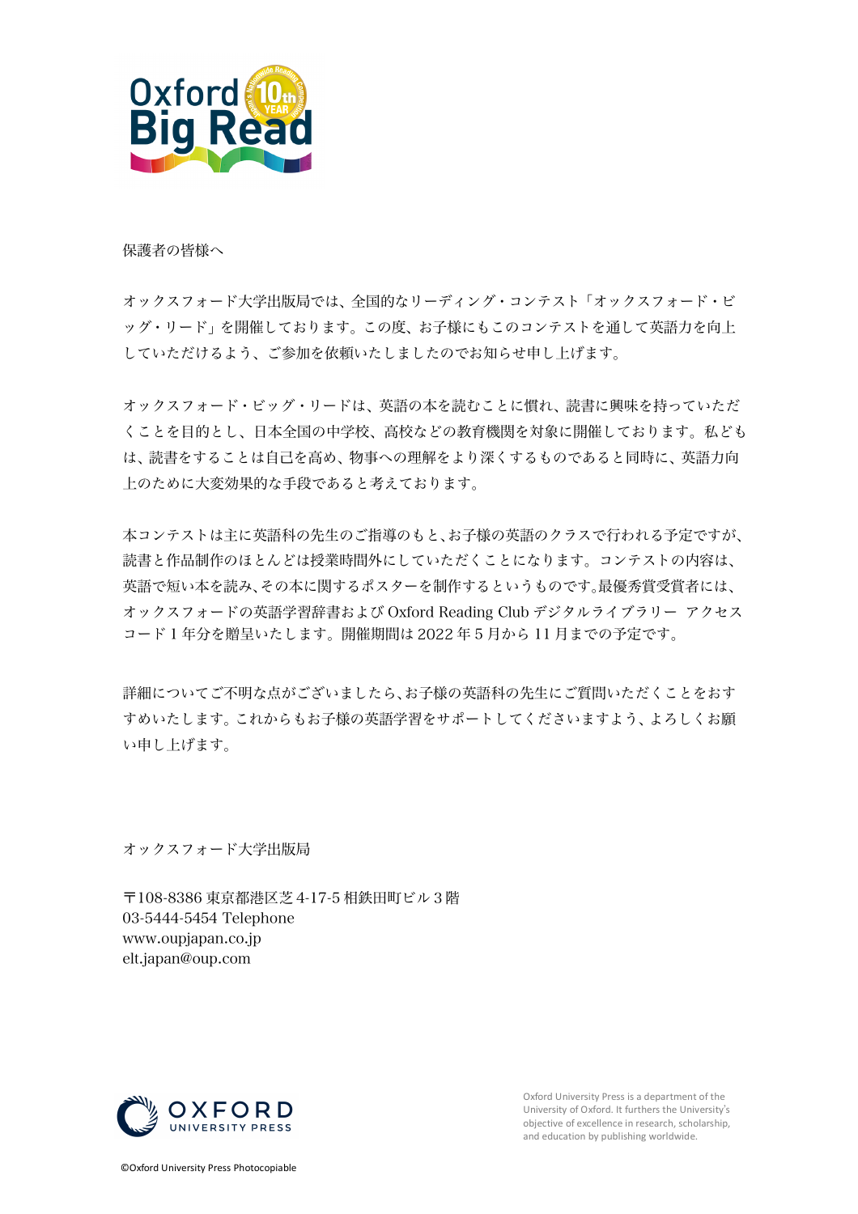保護者の皆様へ

オックスフォード大学出版局では、全国的なリーディング・コンテスト「オックスフォード・ビッグ・リード」を開催しております。この度、お子様にもこのコンテストを通して英語力を向上していただけるよう、ご参加を依頼いたしましたのでお知らせ申し上げます。

オックスフォード・ビッグ・リードは、英語の本を読むことに慣れ、読書に興味を持っていただくことを目的とし、日本全国の中学校、高校などの教育機関を対象に開催しております。私どもは、読書をすることは自己を高め、物事への理解をより深くするものであると同時に、英語力向上のために大変効果的な手段であると考えております。

本コンテストは主に英語科の先生のご指導のもと、お子様の英語のクラスで行われる予定ですが、読書と作品制作のほとんどは授業時間外にしていただくことになります。コンテストの内容は、英語で短い本を読み、その本に関するポスターを制作するというものです。最優秀賞受賞者には、オックスフォードの英語学習辞書および Oxford Reading Club デジタルライブラリー アクセスコード 1 年分を贈呈いたします。開催期間は 2022 年 5 月から 11 月までの予定です。

詳細についてご不明な点がございましたら、お子様の英語科の先生にご質問いただくことをおすすめいたします。これからもお子様の英語学習をサポートしてくださいますよう、よろしくお願い申し上げます。

オックスフォード大学出版局

〒108-8386 東京都港区芝 4-17-5 相鉄田町ビル 3 階
03-5444-5454 Telephone
www.oupjapan.co.jp
elt.japan@oup.com

Oxford University Press is a department of the University of Oxford. It furthers the University's objective of excellence in research, scholarship, and education by publishing worldwide.

©Oxford University Press Photocopiable